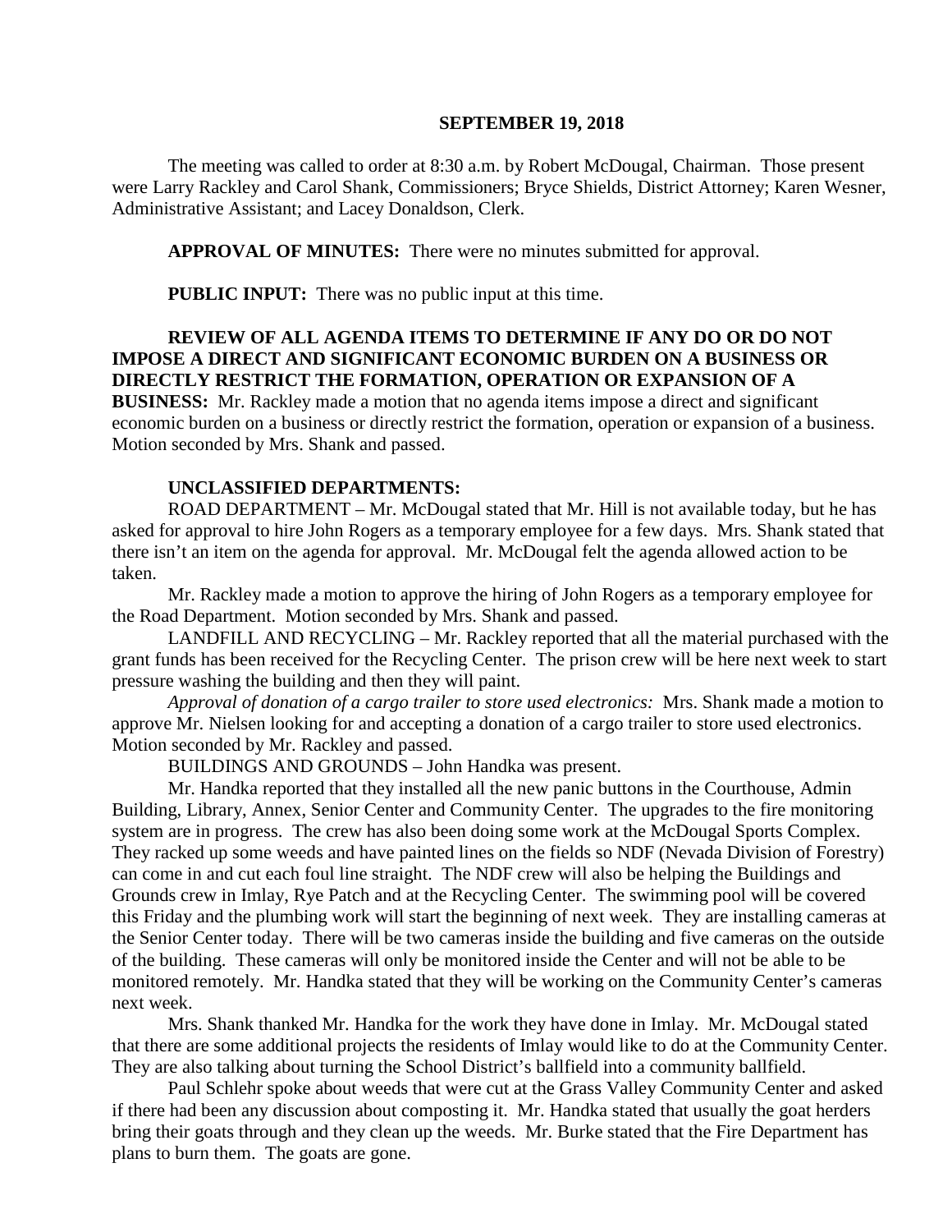**SEPTEMBER 19, 2018**

The meeting was called to order at 8:30 a.m. by Robert McDougal, Chairman. Those present were Larry Rackley and Carol Shank, Commissioners; Bryce Shields, District Attorney; Karen Wesner, Administrative Assistant; and Lacey Donaldson, Clerk.

**APPROVAL OF MINUTES:** There were no minutes submitted for approval.

**PUBLIC INPUT:** There was no public input at this time.

**REVIEW OF ALL AGENDA ITEMS TO DETERMINE IF ANY DO OR DO NOT IMPOSE A DIRECT AND SIGNIFICANT ECONOMIC BURDEN ON A BUSINESS OR DIRECTLY RESTRICT THE FORMATION, OPERATION OR EXPANSION OF A BUSINESS:** Mr. Rackley made a motion that no agenda items impose a direct and significant economic burden on a business or directly restrict the formation, operation or expansion of a business. Motion seconded by Mrs. Shank and passed.

**UNCLASSIFIED DEPARTMENTS:**

ROAD DEPARTMENT – Mr. McDougal stated that Mr. Hill is not available today, but he has asked for approval to hire John Rogers as a temporary employee for a few days. Mrs. Shank stated that there isn't an item on the agenda for approval. Mr. McDougal felt the agenda allowed action to be taken.

Mr. Rackley made a motion to approve the hiring of John Rogers as a temporary employee for the Road Department. Motion seconded by Mrs. Shank and passed.

LANDFILL AND RECYCLING – Mr. Rackley reported that all the material purchased with the grant funds has been received for the Recycling Center. The prison crew will be here next week to start pressure washing the building and then they will paint.

*Approval of donation of a cargo trailer to store used electronics:* Mrs. Shank made a motion to approve Mr. Nielsen looking for and accepting a donation of a cargo trailer to store used electronics. Motion seconded by Mr. Rackley and passed.

BUILDINGS AND GROUNDS – John Handka was present.

Mr. Handka reported that they installed all the new panic buttons in the Courthouse, Admin Building, Library, Annex, Senior Center and Community Center. The upgrades to the fire monitoring system are in progress. The crew has also been doing some work at the McDougal Sports Complex. They racked up some weeds and have painted lines on the fields so NDF (Nevada Division of Forestry) can come in and cut each foul line straight. The NDF crew will also be helping the Buildings and Grounds crew in Imlay, Rye Patch and at the Recycling Center. The swimming pool will be covered this Friday and the plumbing work will start the beginning of next week. They are installing cameras at the Senior Center today. There will be two cameras inside the building and five cameras on the outside of the building. These cameras will only be monitored inside the Center and will not be able to be monitored remotely. Mr. Handka stated that they will be working on the Community Center's cameras next week.

Mrs. Shank thanked Mr. Handka for the work they have done in Imlay. Mr. McDougal stated that there are some additional projects the residents of Imlay would like to do at the Community Center. They are also talking about turning the School District's ballfield into a community ballfield.

Paul Schlehr spoke about weeds that were cut at the Grass Valley Community Center and asked if there had been any discussion about composting it. Mr. Handka stated that usually the goat herders bring their goats through and they clean up the weeds. Mr. Burke stated that the Fire Department has plans to burn them. The goats are gone.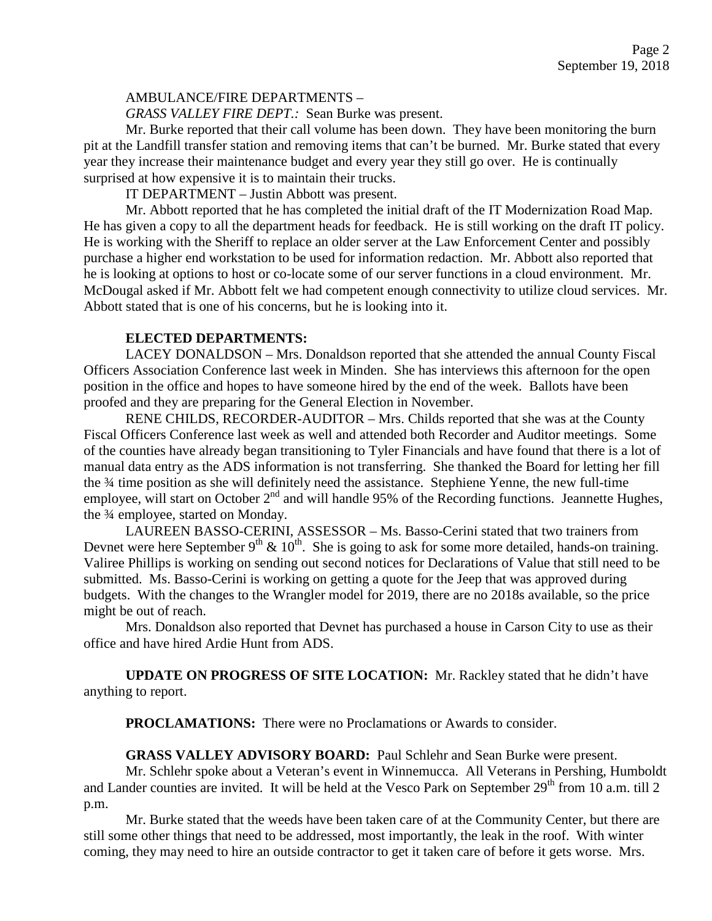AMBULANCE/FIRE DEPARTMENTS –

*GRASS VALLEY FIRE DEPT.:* Sean Burke was present.

Mr. Burke reported that their call volume has been down. They have been monitoring the burn pit at the Landfill transfer station and removing items that can't be burned. Mr. Burke stated that every year they increase their maintenance budget and every year they still go over. He is continually surprised at how expensive it is to maintain their trucks.

IT DEPARTMENT – Justin Abbott was present.

Mr. Abbott reported that he has completed the initial draft of the IT Modernization Road Map. He has given a copy to all the department heads for feedback. He is still working on the draft IT policy. He is working with the Sheriff to replace an older server at the Law Enforcement Center and possibly purchase a higher end workstation to be used for information redaction. Mr. Abbott also reported that he is looking at options to host or co-locate some of our server functions in a cloud environment. Mr. McDougal asked if Mr. Abbott felt we had competent enough connectivity to utilize cloud services. Mr. Abbott stated that is one of his concerns, but he is looking into it.

**ELECTED DEPARTMENTS:**

LACEY DONALDSON – Mrs. Donaldson reported that she attended the annual County Fiscal Officers Association Conference last week in Minden. She has interviews this afternoon for the open position in the office and hopes to have someone hired by the end of the week. Ballots have been proofed and they are preparing for the General Election in November.

RENE CHILDS, RECORDER-AUDITOR – Mrs. Childs reported that she was at the County Fiscal Officers Conference last week as well and attended both Recorder and Auditor meetings. Some of the counties have already began transitioning to Tyler Financials and have found that there is a lot of manual data entry as the ADS information is not transferring. She thanked the Board for letting her fill the ¾ time position as she will definitely need the assistance. Stephiene Yenne, the new full-time employee, will start on October 2nd and will handle 95% of the Recording functions. Jeannette Hughes, the ¾ employee, started on Monday.

LAUREEN BASSO-CERINI, ASSESSOR – Ms. Basso-Cerini stated that two trainers from Devnet were here September 9th & 10th. She is going to ask for some more detailed, hands-on training. Valiree Phillips is working on sending out second notices for Declarations of Value that still need to be submitted. Ms. Basso-Cerini is working on getting a quote for the Jeep that was approved during budgets. With the changes to the Wrangler model for 2019, there are no 2018s available, so the price might be out of reach.

Mrs. Donaldson also reported that Devnet has purchased a house in Carson City to use as their office and have hired Ardie Hunt from ADS.

**UPDATE ON PROGRESS OF SITE LOCATION:** Mr. Rackley stated that he didn't have anything to report.

**PROCLAMATIONS:** There were no Proclamations or Awards to consider.

**GRASS VALLEY ADVISORY BOARD:** Paul Schlehr and Sean Burke were present.

Mr. Schlehr spoke about a Veteran's event in Winnemucca. All Veterans in Pershing, Humboldt and Lander counties are invited. It will be held at the Vesco Park on September 29th from 10 a.m. till 2 p.m.

Mr. Burke stated that the weeds have been taken care of at the Community Center, but there are still some other things that need to be addressed, most importantly, the leak in the roof. With winter coming, they may need to hire an outside contractor to get it taken care of before it gets worse. Mrs.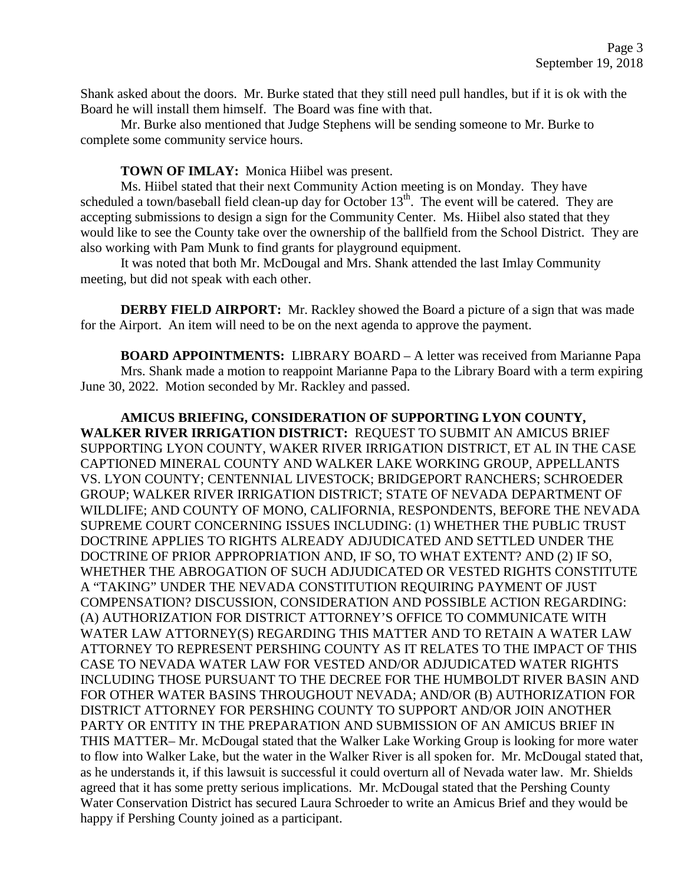Shank asked about the doors. Mr. Burke stated that they still need pull handles, but if it is ok with the Board he will install them himself. The Board was fine with that.

Mr. Burke also mentioned that Judge Stephens will be sending someone to Mr. Burke to complete some community service hours.

**TOWN OF IMLAY:** Monica Hiibel was present.

Ms. Hiibel stated that their next Community Action meeting is on Monday. They have scheduled a town/baseball field clean-up day for October 13th. The event will be catered. They are accepting submissions to design a sign for the Community Center. Ms. Hiibel also stated that they would like to see the County take over the ownership of the ballfield from the School District. They are also working with Pam Munk to find grants for playground equipment.

It was noted that both Mr. McDougal and Mrs. Shank attended the last Imlay Community meeting, but did not speak with each other.

**DERBY FIELD AIRPORT:** Mr. Rackley showed the Board a picture of a sign that was made for the Airport. An item will need to be on the next agenda to approve the payment.

**BOARD APPOINTMENTS:** LIBRARY BOARD – A letter was received from Marianne Papa

Mrs. Shank made a motion to reappoint Marianne Papa to the Library Board with a term expiring June 30, 2022. Motion seconded by Mr. Rackley and passed.

**AMICUS BRIEFING, CONSIDERATION OF SUPPORTING LYON COUNTY, WALKER RIVER IRRIGATION DISTRICT:** REQUEST TO SUBMIT AN AMICUS BRIEF SUPPORTING LYON COUNTY, WAKER RIVER IRRIGATION DISTRICT, ET AL IN THE CASE CAPTIONED MINERAL COUNTY AND WALKER LAKE WORKING GROUP, APPELLANTS VS. LYON COUNTY; CENTENNIAL LIVESTOCK; BRIDGEPORT RANCHERS; SCHROEDER GROUP; WALKER RIVER IRRIGATION DISTRICT; STATE OF NEVADA DEPARTMENT OF WILDLIFE; AND COUNTY OF MONO, CALIFORNIA, RESPONDENTS, BEFORE THE NEVADA SUPREME COURT CONCERNING ISSUES INCLUDING: (1) WHETHER THE PUBLIC TRUST DOCTRINE APPLIES TO RIGHTS ALREADY ADJUDICATED AND SETTLED UNDER THE DOCTRINE OF PRIOR APPROPRIATION AND, IF SO, TO WHAT EXTENT? AND (2) IF SO, WHETHER THE ABROGATION OF SUCH ADJUDICATED OR VESTED RIGHTS CONSTITUTE A "TAKING" UNDER THE NEVADA CONSTITUTION REQUIRING PAYMENT OF JUST COMPENSATION? DISCUSSION, CONSIDERATION AND POSSIBLE ACTION REGARDING: (A) AUTHORIZATION FOR DISTRICT ATTORNEY'S OFFICE TO COMMUNICATE WITH WATER LAW ATTORNEY(S) REGARDING THIS MATTER AND TO RETAIN A WATER LAW ATTORNEY TO REPRESENT PERSHING COUNTY AS IT RELATES TO THE IMPACT OF THIS CASE TO NEVADA WATER LAW FOR VESTED AND/OR ADJUDICATED WATER RIGHTS INCLUDING THOSE PURSUANT TO THE DECREE FOR THE HUMBOLDT RIVER BASIN AND FOR OTHER WATER BASINS THROUGHOUT NEVADA; AND/OR (B) AUTHORIZATION FOR DISTRICT ATTORNEY FOR PERSHING COUNTY TO SUPPORT AND/OR JOIN ANOTHER PARTY OR ENTITY IN THE PREPARATION AND SUBMISSION OF AN AMICUS BRIEF IN THIS MATTER– Mr. McDougal stated that the Walker Lake Working Group is looking for more water to flow into Walker Lake, but the water in the Walker River is all spoken for. Mr. McDougal stated that, as he understands it, if this lawsuit is successful it could overturn all of Nevada water law. Mr. Shields agreed that it has some pretty serious implications. Mr. McDougal stated that the Pershing County Water Conservation District has secured Laura Schroeder to write an Amicus Brief and they would be happy if Pershing County joined as a participant.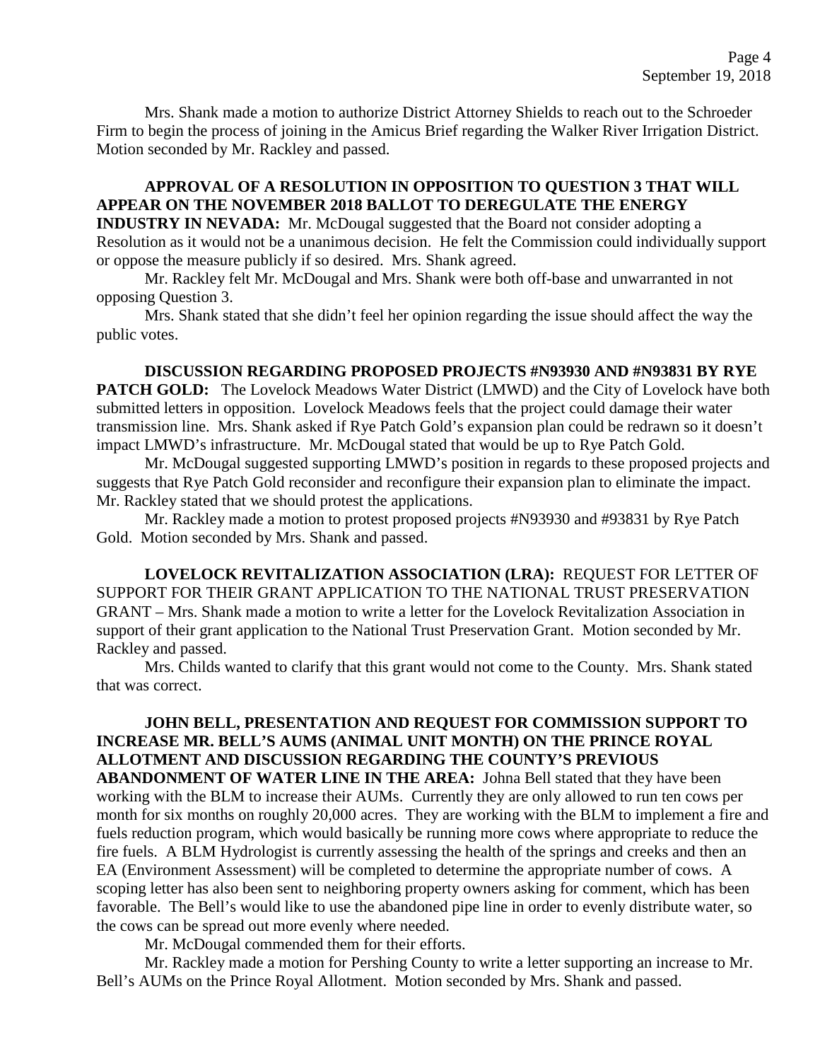Mrs. Shank made a motion to authorize District Attorney Shields to reach out to the Schroeder Firm to begin the process of joining in the Amicus Brief regarding the Walker River Irrigation District. Motion seconded by Mr. Rackley and passed.

**APPROVAL OF A RESOLUTION IN OPPOSITION TO QUESTION 3 THAT WILL APPEAR ON THE NOVEMBER 2018 BALLOT TO DEREGULATE THE ENERGY INDUSTRY IN NEVADA:** Mr. McDougal suggested that the Board not consider adopting a Resolution as it would not be a unanimous decision. He felt the Commission could individually support or oppose the measure publicly if so desired. Mrs. Shank agreed.

Mr. Rackley felt Mr. McDougal and Mrs. Shank were both off-base and unwarranted in not opposing Question 3.

Mrs. Shank stated that she didn't feel her opinion regarding the issue should affect the way the public votes.

**DISCUSSION REGARDING PROPOSED PROJECTS #N93930 AND #N93831 BY RYE PATCH GOLD:** The Lovelock Meadows Water District (LMWD) and the City of Lovelock have both submitted letters in opposition. Lovelock Meadows feels that the project could damage their water transmission line. Mrs. Shank asked if Rye Patch Gold's expansion plan could be redrawn so it doesn't impact LMWD's infrastructure. Mr. McDougal stated that would be up to Rye Patch Gold.

Mr. McDougal suggested supporting LMWD's position in regards to these proposed projects and suggests that Rye Patch Gold reconsider and reconfigure their expansion plan to eliminate the impact. Mr. Rackley stated that we should protest the applications.

Mr. Rackley made a motion to protest proposed projects #N93930 and #93831 by Rye Patch Gold. Motion seconded by Mrs. Shank and passed.

**LOVELOCK REVITALIZATION ASSOCIATION (LRA):** REQUEST FOR LETTER OF SUPPORT FOR THEIR GRANT APPLICATION TO THE NATIONAL TRUST PRESERVATION GRANT – Mrs. Shank made a motion to write a letter for the Lovelock Revitalization Association in support of their grant application to the National Trust Preservation Grant. Motion seconded by Mr. Rackley and passed.

Mrs. Childs wanted to clarify that this grant would not come to the County. Mrs. Shank stated that was correct.

**JOHN BELL, PRESENTATION AND REQUEST FOR COMMISSION SUPPORT TO INCREASE MR. BELL'S AUMS (ANIMAL UNIT MONTH) ON THE PRINCE ROYAL ALLOTMENT AND DISCUSSION REGARDING THE COUNTY'S PREVIOUS ABANDONMENT OF WATER LINE IN THE AREA:** Johna Bell stated that they have been working with the BLM to increase their AUMs. Currently they are only allowed to run ten cows per month for six months on roughly 20,000 acres. They are working with the BLM to implement a fire and fuels reduction program, which would basically be running more cows where appropriate to reduce the fire fuels. A BLM Hydrologist is currently assessing the health of the springs and creeks and then an EA (Environment Assessment) will be completed to determine the appropriate number of cows. A scoping letter has also been sent to neighboring property owners asking for comment, which has been favorable. The Bell's would like to use the abandoned pipe line in order to evenly distribute water, so the cows can be spread out more evenly where needed.

Mr. McDougal commended them for their efforts.

Mr. Rackley made a motion for Pershing County to write a letter supporting an increase to Mr. Bell's AUMs on the Prince Royal Allotment. Motion seconded by Mrs. Shank and passed.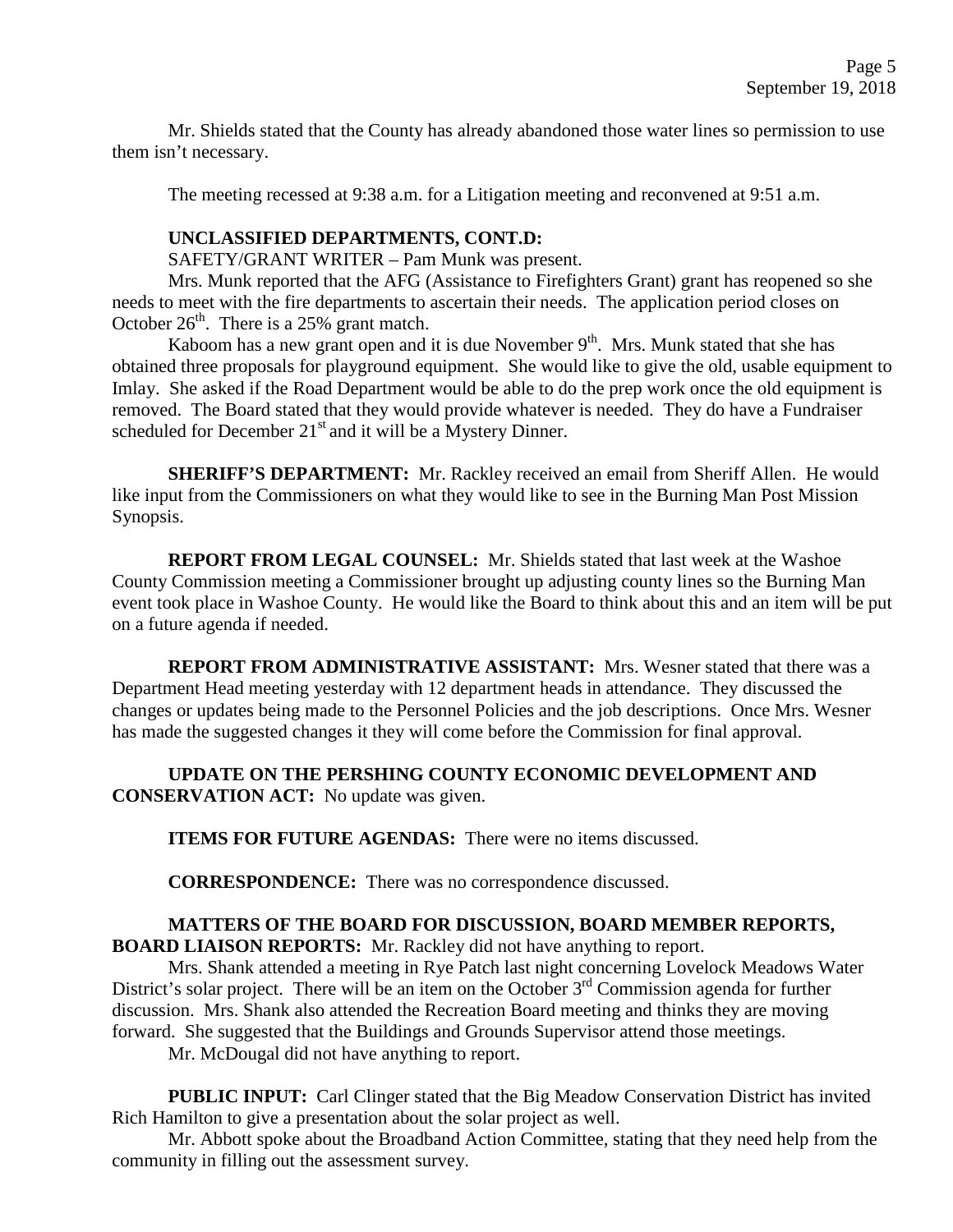Mr. Shields stated that the County has already abandoned those water lines so permission to use them isn't necessary.

The meeting recessed at 9:38 a.m. for a Litigation meeting and reconvened at 9:51 a.m.

**UNCLASSIFIED DEPARTMENTS, CONT.D:**

SAFETY/GRANT WRITER – Pam Munk was present.

Mrs. Munk reported that the AFG (Assistance to Firefighters Grant) grant has reopened so she needs to meet with the fire departments to ascertain their needs. The application period closes on October 26th. There is a 25% grant match.

Kaboom has a new grant open and it is due November 9th. Mrs. Munk stated that she has obtained three proposals for playground equipment. She would like to give the old, usable equipment to Imlay. She asked if the Road Department would be able to do the prep work once the old equipment is removed. The Board stated that they would provide whatever is needed. They do have a Fundraiser scheduled for December 21st and it will be a Mystery Dinner.

**SHERIFF'S DEPARTMENT:** Mr. Rackley received an email from Sheriff Allen. He would like input from the Commissioners on what they would like to see in the Burning Man Post Mission Synopsis.

**REPORT FROM LEGAL COUNSEL:** Mr. Shields stated that last week at the Washoe County Commission meeting a Commissioner brought up adjusting county lines so the Burning Man event took place in Washoe County. He would like the Board to think about this and an item will be put on a future agenda if needed.

**REPORT FROM ADMINISTRATIVE ASSISTANT:** Mrs. Wesner stated that there was a Department Head meeting yesterday with 12 department heads in attendance. They discussed the changes or updates being made to the Personnel Policies and the job descriptions. Once Mrs. Wesner has made the suggested changes it they will come before the Commission for final approval.

**UPDATE ON THE PERSHING COUNTY ECONOMIC DEVELOPMENT AND CONSERVATION ACT:** No update was given.

**ITEMS FOR FUTURE AGENDAS:** There were no items discussed.

**CORRESPONDENCE:** There was no correspondence discussed.

**MATTERS OF THE BOARD FOR DISCUSSION, BOARD MEMBER REPORTS, BOARD LIAISON REPORTS:** Mr. Rackley did not have anything to report.

Mrs. Shank attended a meeting in Rye Patch last night concerning Lovelock Meadows Water District's solar project. There will be an item on the October 3rd Commission agenda for further discussion. Mrs. Shank also attended the Recreation Board meeting and thinks they are moving forward. She suggested that the Buildings and Grounds Supervisor attend those meetings.

Mr. McDougal did not have anything to report.

**PUBLIC INPUT:** Carl Clinger stated that the Big Meadow Conservation District has invited Rich Hamilton to give a presentation about the solar project as well.

Mr. Abbott spoke about the Broadband Action Committee, stating that they need help from the community in filling out the assessment survey.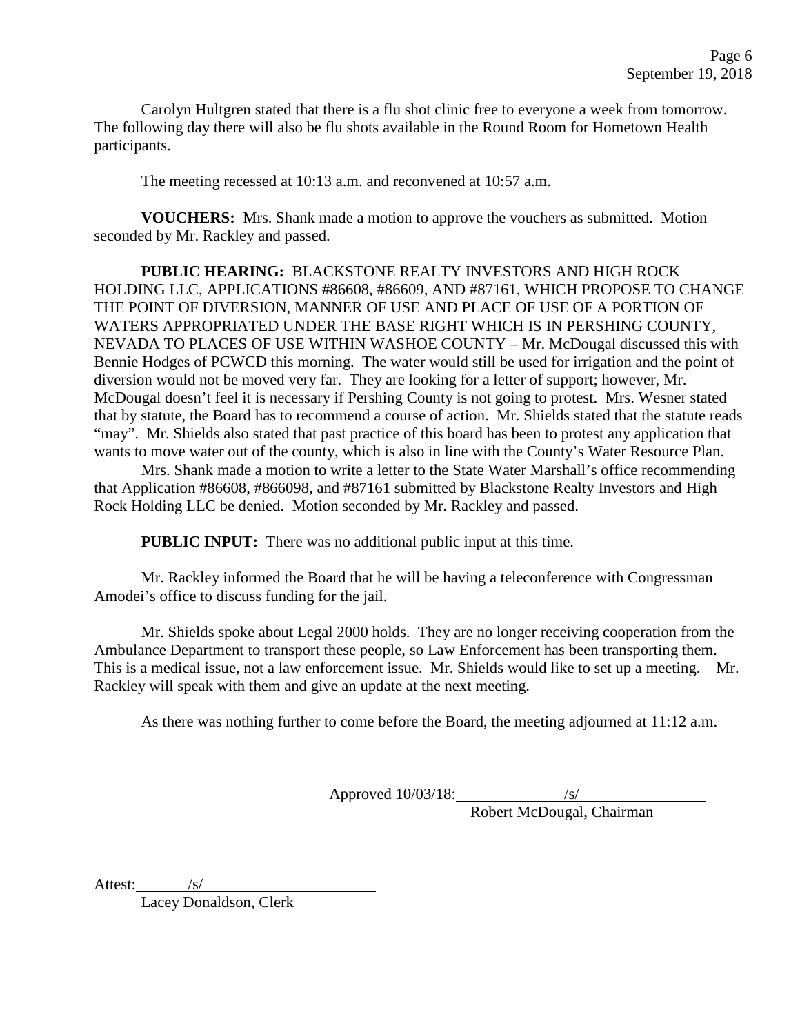Carolyn Hultgren stated that there is a flu shot clinic free to everyone a week from tomorrow. The following day there will also be flu shots available in the Round Room for Hometown Health participants.

The meeting recessed at 10:13 a.m. and reconvened at 10:57 a.m.

**VOUCHERS:** Mrs. Shank made a motion to approve the vouchers as submitted. Motion seconded by Mr. Rackley and passed.

**PUBLIC HEARING:** BLACKSTONE REALTY INVESTORS AND HIGH ROCK HOLDING LLC, APPLICATIONS #86608, #86609, AND #87161, WHICH PROPOSE TO CHANGE THE POINT OF DIVERSION, MANNER OF USE AND PLACE OF USE OF A PORTION OF WATERS APPROPRIATED UNDER THE BASE RIGHT WHICH IS IN PERSHING COUNTY, NEVADA TO PLACES OF USE WITHIN WASHOE COUNTY – Mr. McDougal discussed this with Bennie Hodges of PCWCD this morning. The water would still be used for irrigation and the point of diversion would not be moved very far. They are looking for a letter of support; however, Mr. McDougal doesn't feel it is necessary if Pershing County is not going to protest. Mrs. Wesner stated that by statute, the Board has to recommend a course of action. Mr. Shields stated that the statute reads "may". Mr. Shields also stated that past practice of this board has been to protest any application that wants to move water out of the county, which is also in line with the County's Water Resource Plan.

Mrs. Shank made a motion to write a letter to the State Water Marshall's office recommending that Application #86608, #866098, and #87161 submitted by Blackstone Realty Investors and High Rock Holding LLC be denied. Motion seconded by Mr. Rackley and passed.

**PUBLIC INPUT:** There was no additional public input at this time.

Mr. Rackley informed the Board that he will be having a teleconference with Congressman Amodei's office to discuss funding for the jail.

Mr. Shields spoke about Legal 2000 holds. They are no longer receiving cooperation from the Ambulance Department to transport these people, so Law Enforcement has been transporting them. This is a medical issue, not a law enforcement issue. Mr. Shields would like to set up a meeting. Mr. Rackley will speak with them and give an update at the next meeting.

As there was nothing further to come before the Board, the meeting adjourned at 11:12 a.m.

Approved 10/03/18: /s/
Robert McDougal, Chairman

Attest: /s/
Lacey Donaldson, Clerk